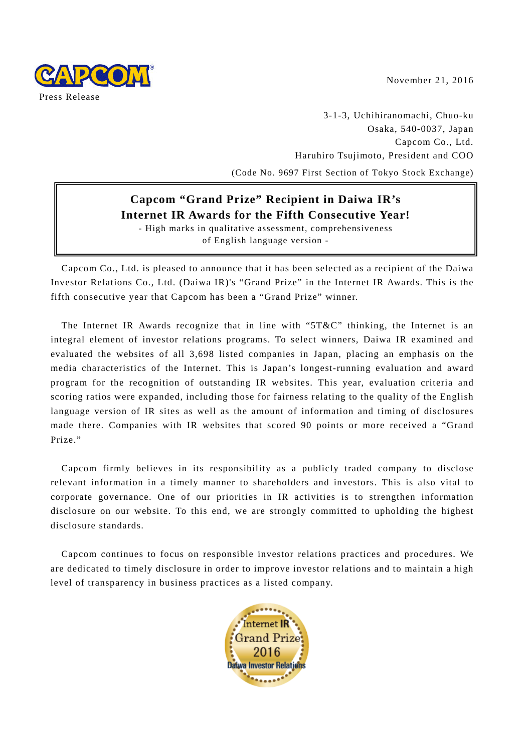CAPCOM

Press Release

November 21, 2016

3-1-3, Uchihiranomachi, Chuo-ku
Osaka, 540-0037, Japan
Capcom Co., Ltd.
Haruhiro Tsujimoto, President and COO
(Code No. 9697 First Section of Tokyo Stock Exchange)

# Capcom "Grand Prize" Recipient in Daiwa IR's Internet IR Awards for the Fifth Consecutive Year!

- High marks in qualitative assessment, comprehensiveness of English language version -

Capcom Co., Ltd. is pleased to announce that it has been selected as a recipient of the Daiwa Investor Relations Co., Ltd. (Daiwa IR)'s "Grand Prize" in the Internet IR Awards. This is the fifth consecutive year that Capcom has been a "Grand Prize" winner.

The Internet IR Awards recognize that in line with "5T&C" thinking, the Internet is an integral element of investor relations programs. To select winners, Daiwa IR examined and evaluated the websites of all 3,698 listed companies in Japan, placing an emphasis on the media characteristics of the Internet. This is Japan's longest-running evaluation and award program for the recognition of outstanding IR websites. This year, evaluation criteria and scoring ratios were expanded, including those for fairness relating to the quality of the English language version of IR sites as well as the amount of information and timing of disclosures made there. Companies with IR websites that scored 90 points or more received a "Grand Prize."

Capcom firmly believes in its responsibility as a publicly traded company to disclose relevant information in a timely manner to shareholders and investors. This is also vital to corporate governance. One of our priorities in IR activities is to strengthen information disclosure on our website. To this end, we are strongly committed to upholding the highest disclosure standards.

Capcom continues to focus on responsible investor relations practices and procedures. We are dedicated to timely disclosure in order to improve investor relations and to maintain a high level of transparency in business practices as a listed company.

Internet IR
Grand Prize
2016
Daiwa Investor Relations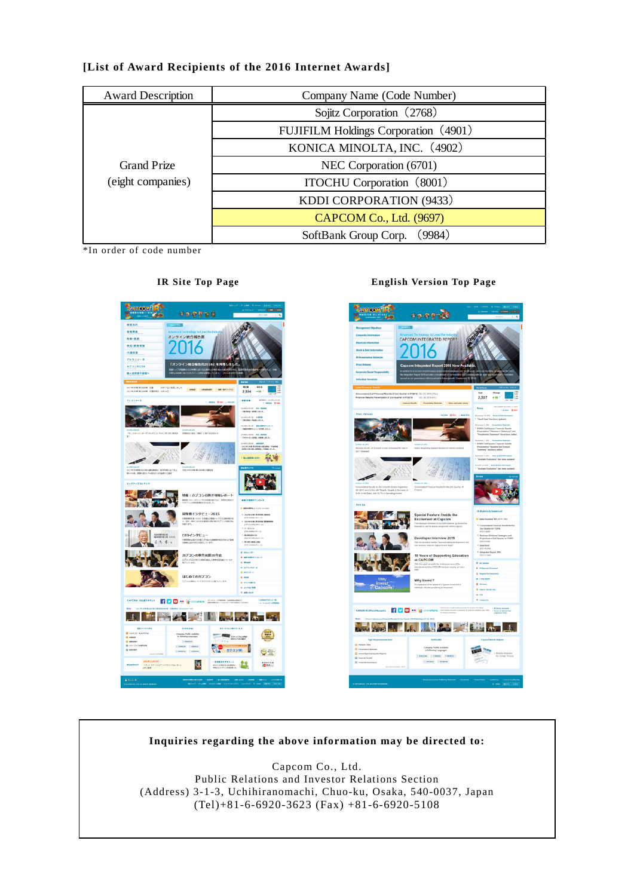**[List of Award Recipients of the 2016 Internet Awards]**

| Award Description | Company Name (Code Number) |
|---|---|
| Grand Prize (eight companies) | Sojitz Corporation（2768） |
| | FUJIFILM Holdings Corporation（4901） |
| | KONICA MINOLTA, INC.（4902） |
| | NEC Corporation (6701) |
| | ITOCHU Corporation（8001） |
| | KDDI CORPORATION (9433) |
| | CAPCOM Co., Ltd. (9697) |
| | SoftBank Group Corp.（9984） |

*In order of code number

**IR Site Top Page**

**English Version Top Page**

**Inquiries regarding the above information may be directed to:**

Capcom Co., Ltd.
Public Relations and Investor Relations Section
(Address) 3-1-3, Uchihiranomachi, Chuo-ku, Osaka, 540-0037, Japan
(Tel)+81-6-6920-3623 (Fax) +81-6-6920-5108